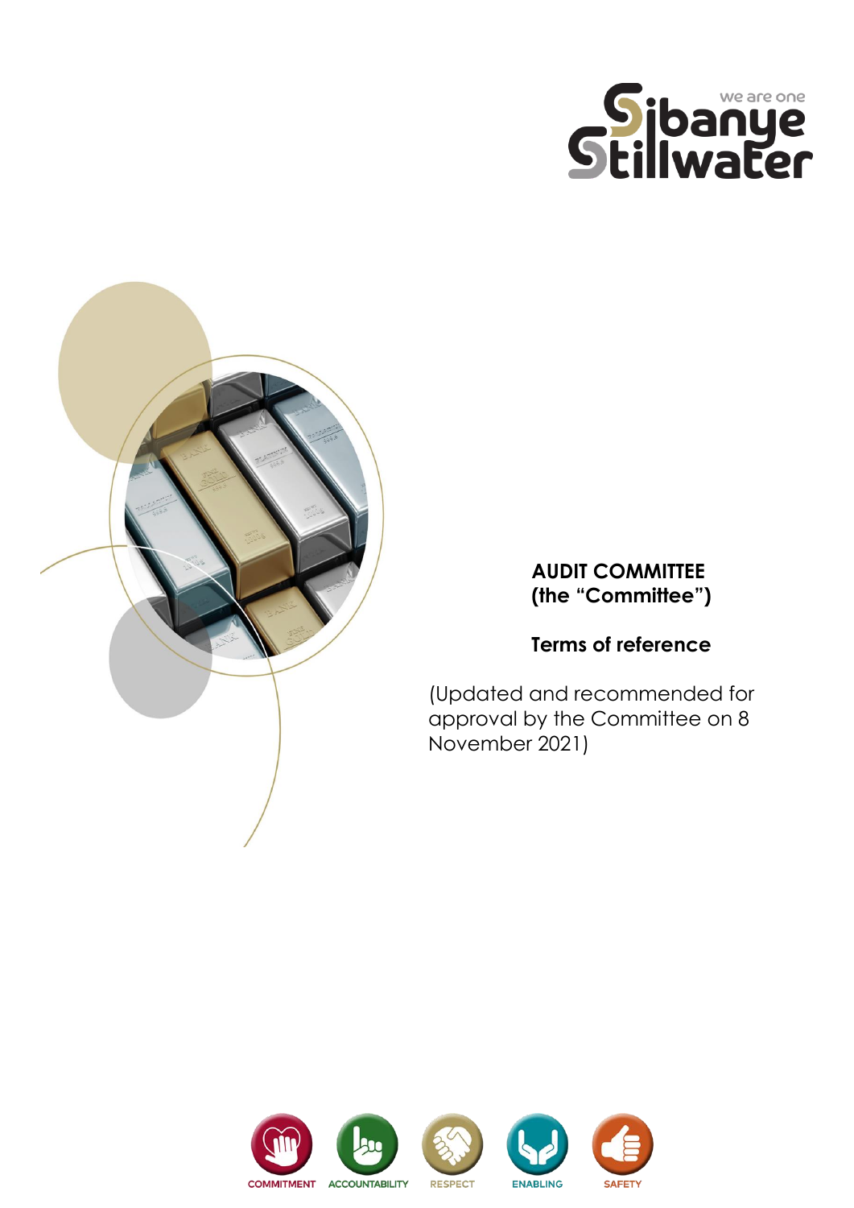**AUDIT COMMITTEE**
**(the "Committee")**

**Terms of reference**

(Updated and recommended for approval by the Committee on 8 November 2021)

COMMITMENT ACCOUNTABILITY RESPECT ENABLING SAFETY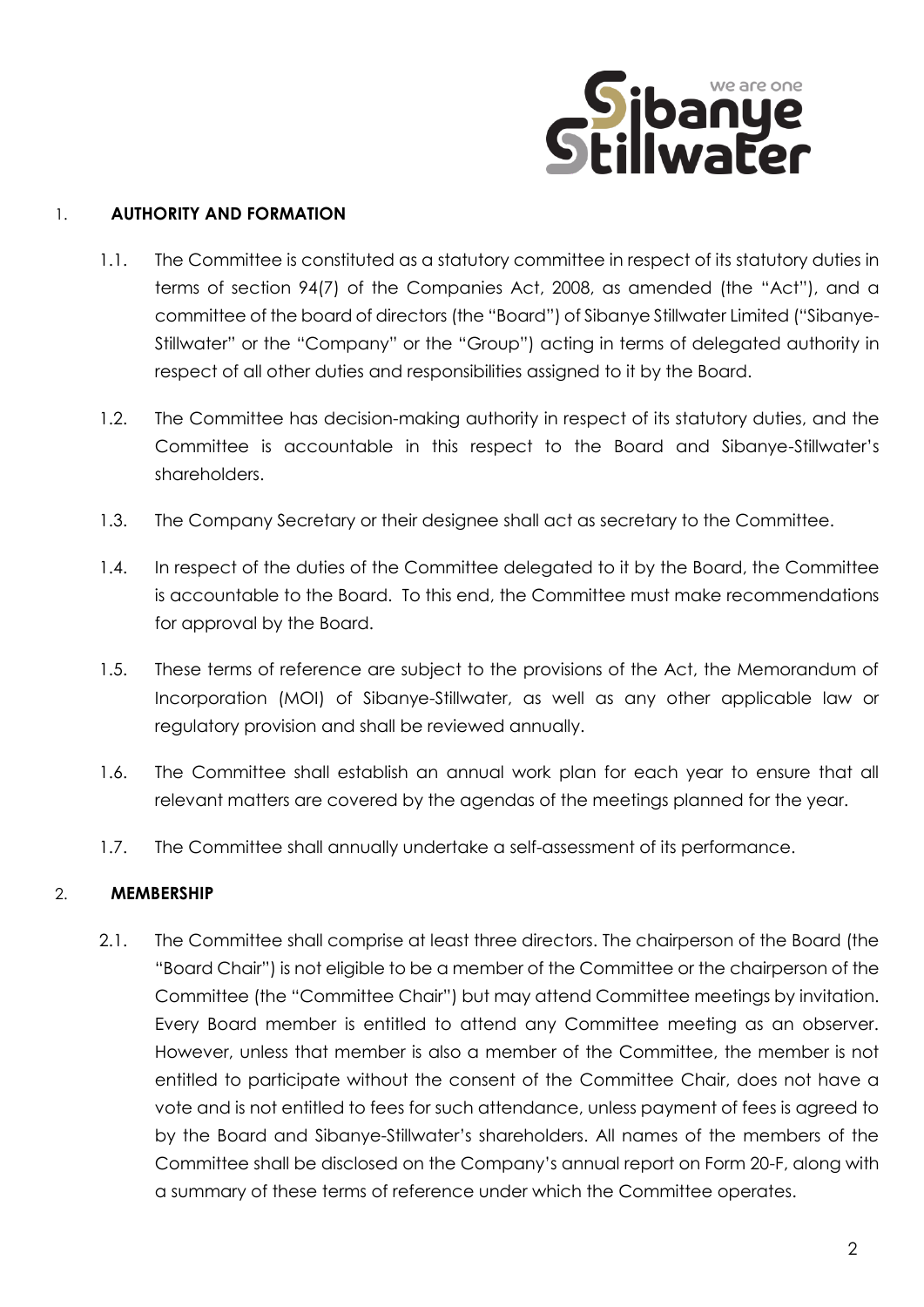## 1. AUTHORITY AND FORMATION

1.1. The Committee is constituted as a statutory committee in respect of its statutory duties in terms of section 94(7) of the Companies Act, 2008, as amended (the "Act"), and a committee of the board of directors (the "Board") of Sibanye Stillwater Limited ("Sibanye-Stillwater" or the "Company" or the "Group") acting in terms of delegated authority in respect of all other duties and responsibilities assigned to it by the Board.

1.2. The Committee has decision-making authority in respect of its statutory duties, and the Committee is accountable in this respect to the Board and Sibanye-Stillwater's shareholders.

1.3. The Company Secretary or their designee shall act as secretary to the Committee.

1.4. In respect of the duties of the Committee delegated to it by the Board, the Committee is accountable to the Board. To this end, the Committee must make recommendations for approval by the Board.

1.5. These terms of reference are subject to the provisions of the Act, the Memorandum of Incorporation (MOI) of Sibanye-Stillwater, as well as any other applicable law or regulatory provision and shall be reviewed annually.

1.6. The Committee shall establish an annual work plan for each year to ensure that all relevant matters are covered by the agendas of the meetings planned for the year.

1.7. The Committee shall annually undertake a self-assessment of its performance.

## 2. MEMBERSHIP

2.1. The Committee shall comprise at least three directors. The chairperson of the Board (the "Board Chair") is not eligible to be a member of the Committee or the chairperson of the Committee (the "Committee Chair") but may attend Committee meetings by invitation. Every Board member is entitled to attend any Committee meeting as an observer. However, unless that member is also a member of the Committee, the member is not entitled to participate without the consent of the Committee Chair, does not have a vote and is not entitled to fees for such attendance, unless payment of fees is agreed to by the Board and Sibanye-Stillwater's shareholders. All names of the members of the Committee shall be disclosed on the Company's annual report on Form 20-F, along with a summary of these terms of reference under which the Committee operates.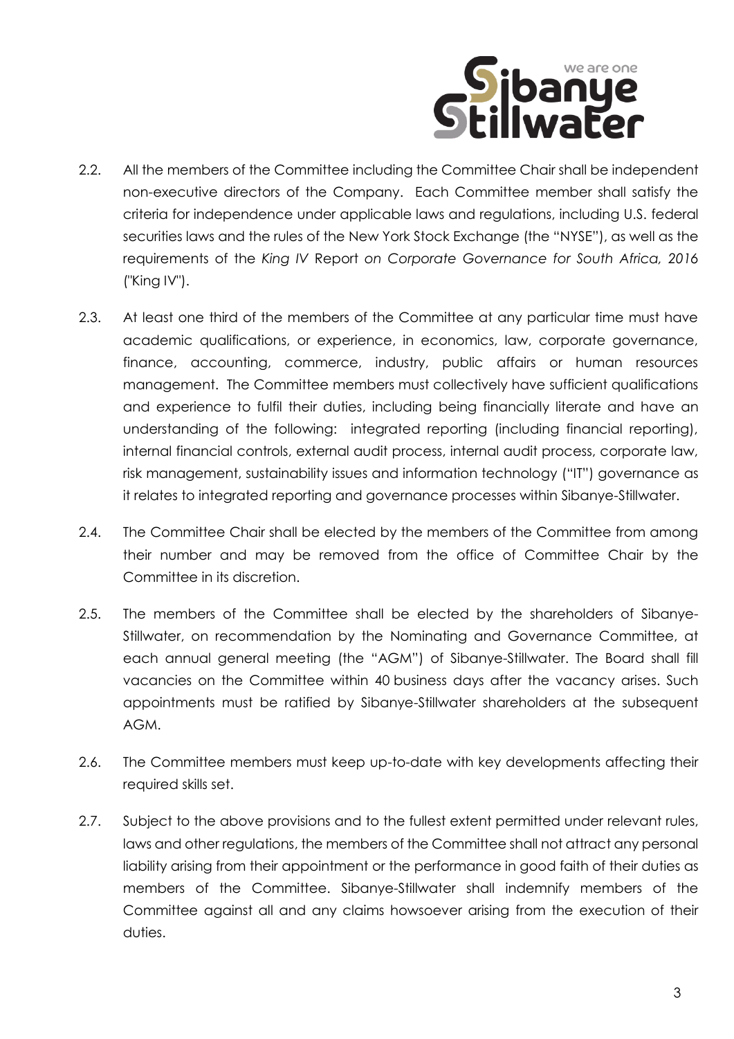2.2. All the members of the Committee including the Committee Chair shall be independent non-executive directors of the Company. Each Committee member shall satisfy the criteria for independence under applicable laws and regulations, including U.S. federal securities laws and the rules of the New York Stock Exchange (the "NYSE"), as well as the requirements of the *King IV* Report *on Corporate Governance for South Africa, 2016* ("King IV").

2.3. At least one third of the members of the Committee at any particular time must have academic qualifications, or experience, in economics, law, corporate governance, finance, accounting, commerce, industry, public affairs or human resources management. The Committee members must collectively have sufficient qualifications and experience to fulfil their duties, including being financially literate and have an understanding of the following: integrated reporting (including financial reporting), internal financial controls, external audit process, internal audit process, corporate law, risk management, sustainability issues and information technology ("IT") governance as it relates to integrated reporting and governance processes within Sibanye-Stillwater.

2.4. The Committee Chair shall be elected by the members of the Committee from among their number and may be removed from the office of Committee Chair by the Committee in its discretion.

2.5. The members of the Committee shall be elected by the shareholders of Sibanye-Stillwater, on recommendation by the Nominating and Governance Committee, at each annual general meeting (the "AGM") of Sibanye-Stillwater. The Board shall fill vacancies on the Committee within 40 business days after the vacancy arises. Such appointments must be ratified by Sibanye-Stillwater shareholders at the subsequent AGM.

2.6. The Committee members must keep up-to-date with key developments affecting their required skills set.

2.7. Subject to the above provisions and to the fullest extent permitted under relevant rules, laws and other regulations, the members of the Committee shall not attract any personal liability arising from their appointment or the performance in good faith of their duties as members of the Committee. Sibanye-Stillwater shall indemnify members of the Committee against all and any claims howsoever arising from the execution of their duties.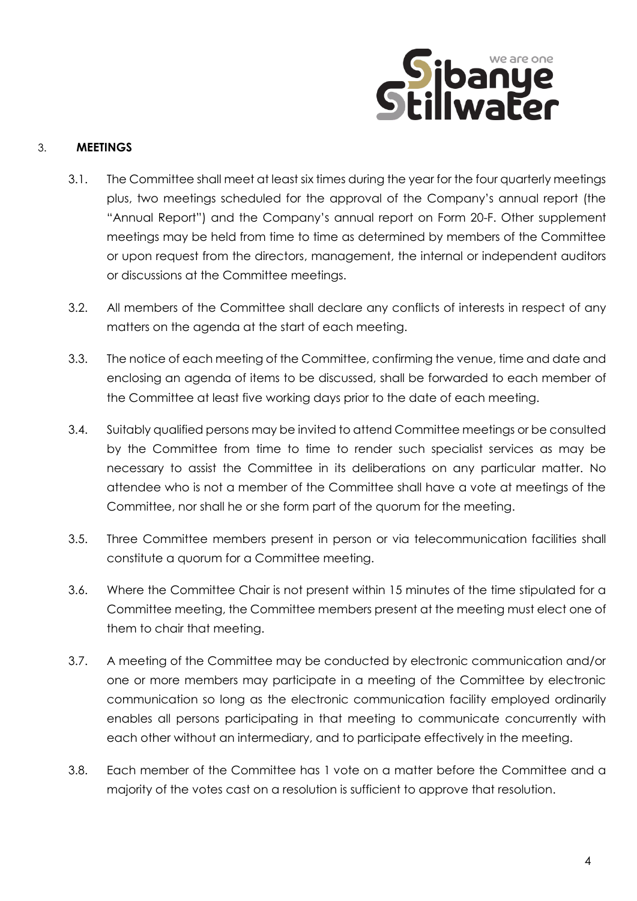## 3. MEETINGS

3.1. The Committee shall meet at least six times during the year for the four quarterly meetings plus, two meetings scheduled for the approval of the Company's annual report (the "Annual Report") and the Company's annual report on Form 20-F. Other supplement meetings may be held from time to time as determined by members of the Committee or upon request from the directors, management, the internal or independent auditors or discussions at the Committee meetings.

3.2. All members of the Committee shall declare any conflicts of interests in respect of any matters on the agenda at the start of each meeting.

3.3. The notice of each meeting of the Committee, confirming the venue, time and date and enclosing an agenda of items to be discussed, shall be forwarded to each member of the Committee at least five working days prior to the date of each meeting.

3.4. Suitably qualified persons may be invited to attend Committee meetings or be consulted by the Committee from time to time to render such specialist services as may be necessary to assist the Committee in its deliberations on any particular matter. No attendee who is not a member of the Committee shall have a vote at meetings of the Committee, nor shall he or she form part of the quorum for the meeting.

3.5. Three Committee members present in person or via telecommunication facilities shall constitute a quorum for a Committee meeting.

3.6. Where the Committee Chair is not present within 15 minutes of the time stipulated for a Committee meeting, the Committee members present at the meeting must elect one of them to chair that meeting.

3.7. A meeting of the Committee may be conducted by electronic communication and/or one or more members may participate in a meeting of the Committee by electronic communication so long as the electronic communication facility employed ordinarily enables all persons participating in that meeting to communicate concurrently with each other without an intermediary, and to participate effectively in the meeting.

3.8. Each member of the Committee has 1 vote on a matter before the Committee and a majority of the votes cast on a resolution is sufficient to approve that resolution.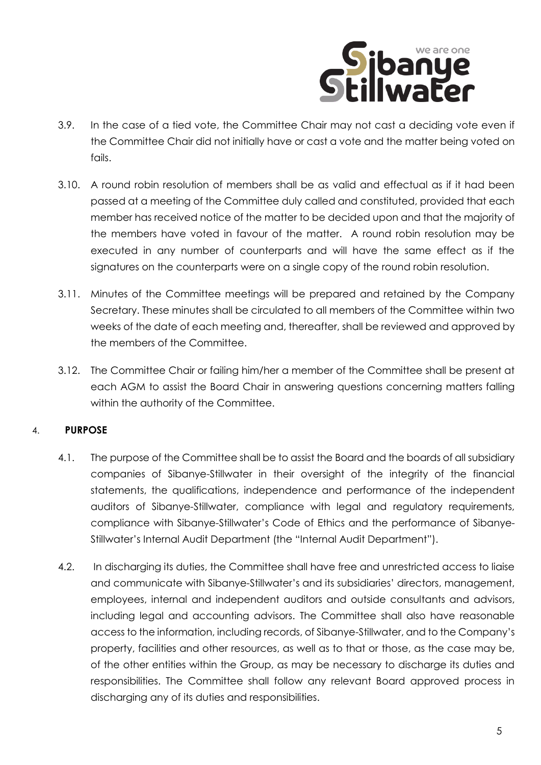3.9. In the case of a tied vote, the Committee Chair may not cast a deciding vote even if the Committee Chair did not initially have or cast a vote and the matter being voted on fails.

3.10. A round robin resolution of members shall be as valid and effectual as if it had been passed at a meeting of the Committee duly called and constituted, provided that each member has received notice of the matter to be decided upon and that the majority of the members have voted in favour of the matter. A round robin resolution may be executed in any number of counterparts and will have the same effect as if the signatures on the counterparts were on a single copy of the round robin resolution.

3.11. Minutes of the Committee meetings will be prepared and retained by the Company Secretary. These minutes shall be circulated to all members of the Committee within two weeks of the date of each meeting and, thereafter, shall be reviewed and approved by the members of the Committee.

3.12. The Committee Chair or failing him/her a member of the Committee shall be present at each AGM to assist the Board Chair in answering questions concerning matters falling within the authority of the Committee.

## 4. **PURPOSE**

4.1. The purpose of the Committee shall be to assist the Board and the boards of all subsidiary companies of Sibanye-Stillwater in their oversight of the integrity of the financial statements, the qualifications, independence and performance of the independent auditors of Sibanye-Stillwater, compliance with legal and regulatory requirements, compliance with Sibanye-Stillwater's Code of Ethics and the performance of Sibanye-Stillwater's Internal Audit Department (the "Internal Audit Department").

4.2. In discharging its duties, the Committee shall have free and unrestricted access to liaise and communicate with Sibanye-Stillwater's and its subsidiaries' directors, management, employees, internal and independent auditors and outside consultants and advisors, including legal and accounting advisors. The Committee shall also have reasonable access to the information, including records, of Sibanye-Stillwater, and to the Company's property, facilities and other resources, as well as to that or those, as the case may be, of the other entities within the Group, as may be necessary to discharge its duties and responsibilities. The Committee shall follow any relevant Board approved process in discharging any of its duties and responsibilities.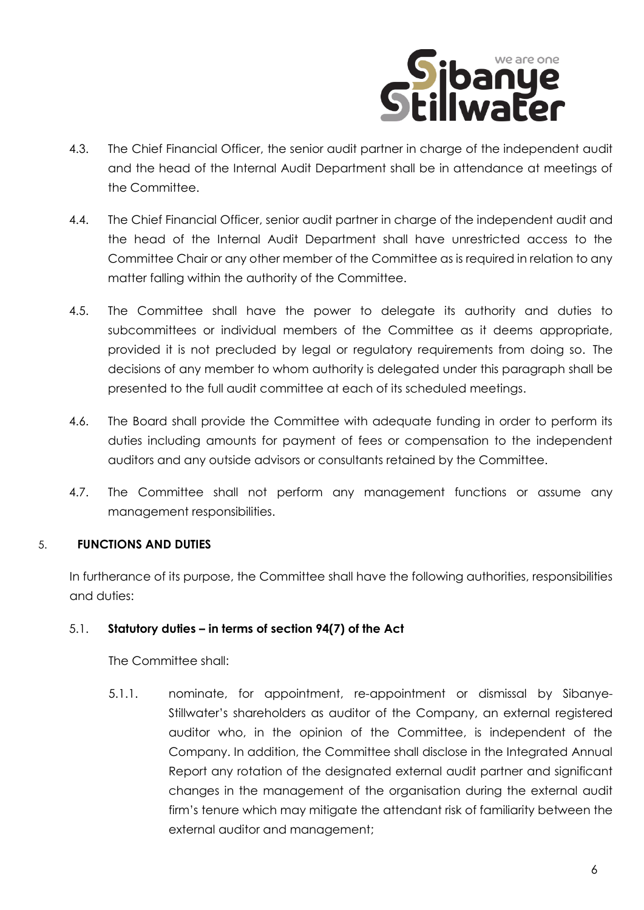4.3. The Chief Financial Officer, the senior audit partner in charge of the independent audit and the head of the Internal Audit Department shall be in attendance at meetings of the Committee.

4.4. The Chief Financial Officer, senior audit partner in charge of the independent audit and the head of the Internal Audit Department shall have unrestricted access to the Committee Chair or any other member of the Committee as is required in relation to any matter falling within the authority of the Committee.

4.5. The Committee shall have the power to delegate its authority and duties to subcommittees or individual members of the Committee as it deems appropriate, provided it is not precluded by legal or regulatory requirements from doing so. The decisions of any member to whom authority is delegated under this paragraph shall be presented to the full audit committee at each of its scheduled meetings.

4.6. The Board shall provide the Committee with adequate funding in order to perform its duties including amounts for payment of fees or compensation to the independent auditors and any outside advisors or consultants retained by the Committee.

4.7. The Committee shall not perform any management functions or assume any management responsibilities.

## 5. FUNCTIONS AND DUTIES

In furtherance of its purpose, the Committee shall have the following authorities, responsibilities and duties:

### 5.1. Statutory duties – in terms of section 94(7) of the Act

The Committee shall:

5.1.1. nominate, for appointment, re-appointment or dismissal by Sibanye-Stillwater's shareholders as auditor of the Company, an external registered auditor who, in the opinion of the Committee, is independent of the Company. In addition, the Committee shall disclose in the Integrated Annual Report any rotation of the designated external audit partner and significant changes in the management of the organisation during the external audit firm's tenure which may mitigate the attendant risk of familiarity between the external auditor and management;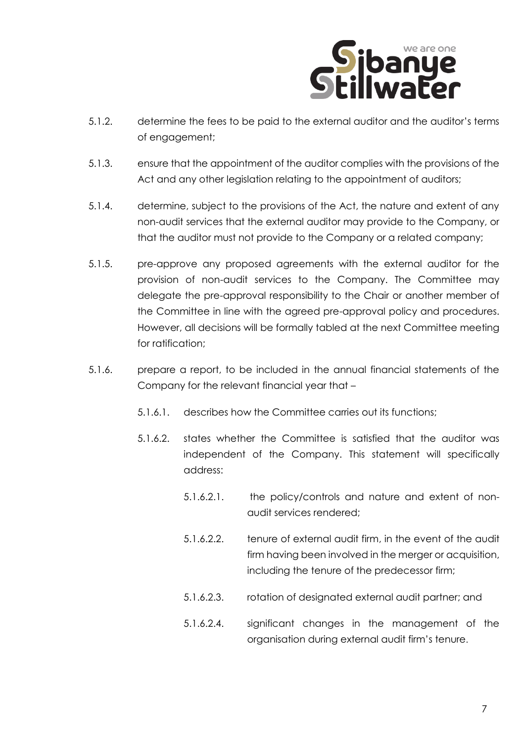5.1.2. determine the fees to be paid to the external auditor and the auditor's terms of engagement;

5.1.3. ensure that the appointment of the auditor complies with the provisions of the Act and any other legislation relating to the appointment of auditors;

5.1.4. determine, subject to the provisions of the Act, the nature and extent of any non-audit services that the external auditor may provide to the Company, or that the auditor must not provide to the Company or a related company;

5.1.5. pre-approve any proposed agreements with the external auditor for the provision of non-audit services to the Company. The Committee may delegate the pre-approval responsibility to the Chair or another member of the Committee in line with the agreed pre-approval policy and procedures. However, all decisions will be formally tabled at the next Committee meeting for ratification;

5.1.6. prepare a report, to be included in the annual financial statements of the Company for the relevant financial year that –

5.1.6.1. describes how the Committee carries out its functions;

5.1.6.2. states whether the Committee is satisfied that the auditor was independent of the Company. This statement will specifically address:

5.1.6.2.1. the policy/controls and nature and extent of non-audit services rendered;

5.1.6.2.2. tenure of external audit firm, in the event of the audit firm having been involved in the merger or acquisition, including the tenure of the predecessor firm;

5.1.6.2.3. rotation of designated external audit partner; and

5.1.6.2.4. significant changes in the management of the organisation during external audit firm's tenure.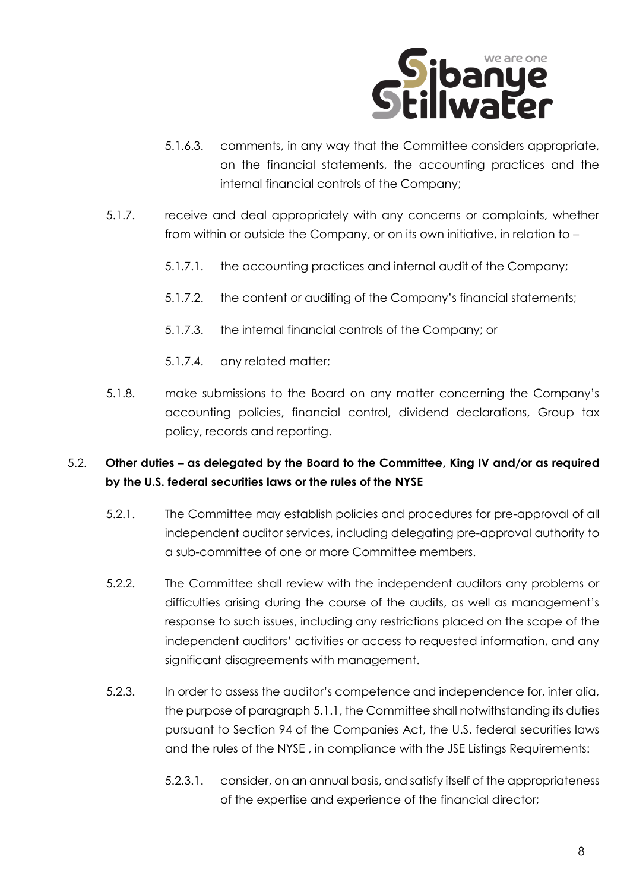5.1.6.3. comments, in any way that the Committee considers appropriate, on the financial statements, the accounting practices and the internal financial controls of the Company;

5.1.7. receive and deal appropriately with any concerns or complaints, whether from within or outside the Company, or on its own initiative, in relation to –

5.1.7.1. the accounting practices and internal audit of the Company;

5.1.7.2. the content or auditing of the Company's financial statements;

5.1.7.3. the internal financial controls of the Company; or

5.1.7.4. any related matter;

5.1.8. make submissions to the Board on any matter concerning the Company's accounting policies, financial control, dividend declarations, Group tax policy, records and reporting.

5.2. **Other duties – as delegated by the Board to the Committee, King IV and/or as required by the U.S. federal securities laws or the rules of the NYSE**

5.2.1. The Committee may establish policies and procedures for pre-approval of all independent auditor services, including delegating pre-approval authority to a sub-committee of one or more Committee members.

5.2.2. The Committee shall review with the independent auditors any problems or difficulties arising during the course of the audits, as well as management's response to such issues, including any restrictions placed on the scope of the independent auditors' activities or access to requested information, and any significant disagreements with management.

5.2.3. In order to assess the auditor's competence and independence for, inter alia, the purpose of paragraph 5.1.1, the Committee shall notwithstanding its duties pursuant to Section 94 of the Companies Act, the U.S. federal securities laws and the rules of the NYSE , in compliance with the JSE Listings Requirements:

5.2.3.1. consider, on an annual basis, and satisfy itself of the appropriateness of the expertise and experience of the financial director;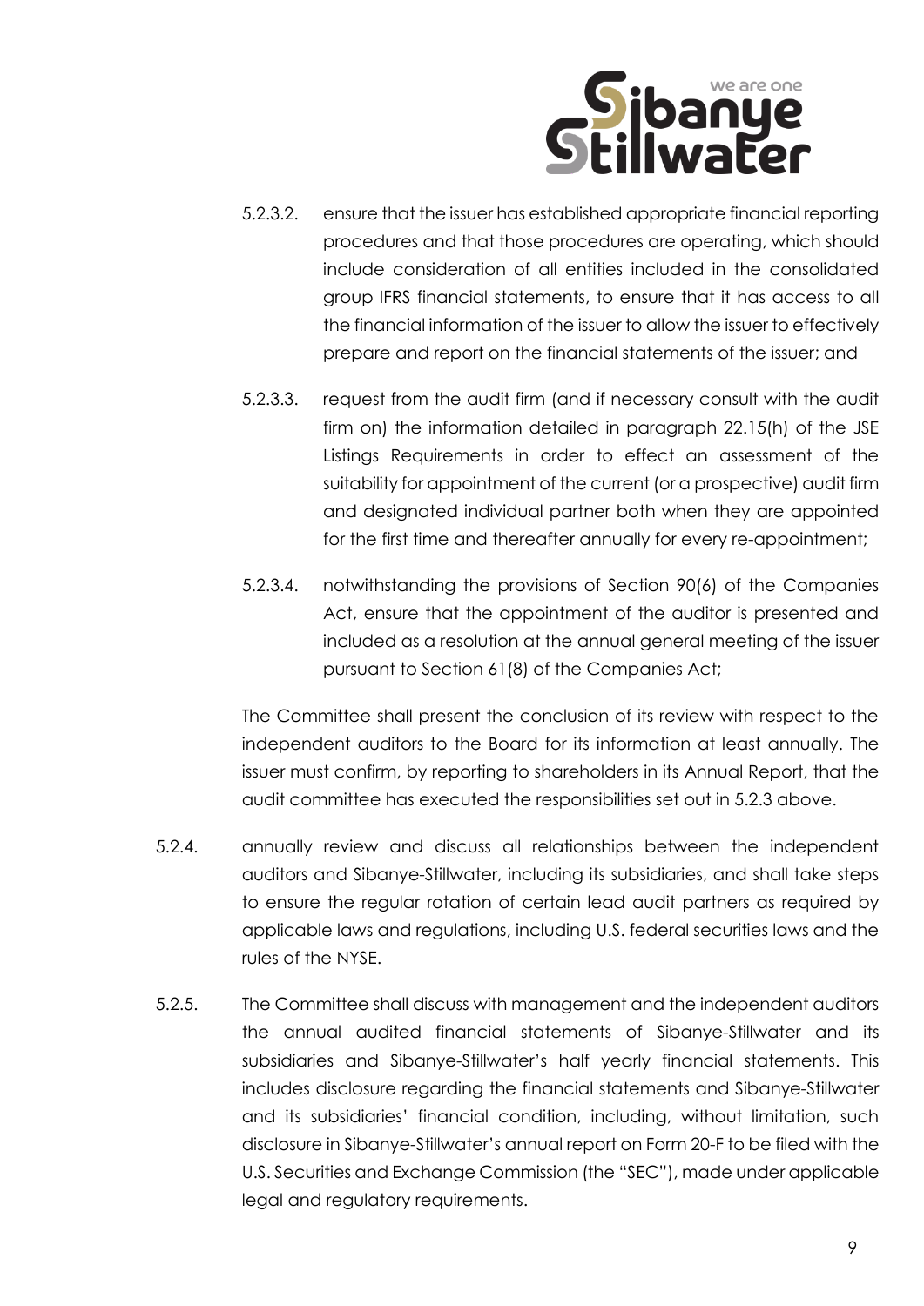5.2.3.2. ensure that the issuer has established appropriate financial reporting procedures and that those procedures are operating, which should include consideration of all entities included in the consolidated group IFRS financial statements, to ensure that it has access to all the financial information of the issuer to allow the issuer to effectively prepare and report on the financial statements of the issuer; and

5.2.3.3. request from the audit firm (and if necessary consult with the audit firm on) the information detailed in paragraph 22.15(h) of the JSE Listings Requirements in order to effect an assessment of the suitability for appointment of the current (or a prospective) audit firm and designated individual partner both when they are appointed for the first time and thereafter annually for every re-appointment;

5.2.3.4. notwithstanding the provisions of Section 90(6) of the Companies Act, ensure that the appointment of the auditor is presented and included as a resolution at the annual general meeting of the issuer pursuant to Section 61(8) of the Companies Act;

The Committee shall present the conclusion of its review with respect to the independent auditors to the Board for its information at least annually. The issuer must confirm, by reporting to shareholders in its Annual Report, that the audit committee has executed the responsibilities set out in 5.2.3 above.

5.2.4. annually review and discuss all relationships between the independent auditors and Sibanye-Stillwater, including its subsidiaries, and shall take steps to ensure the regular rotation of certain lead audit partners as required by applicable laws and regulations, including U.S. federal securities laws and the rules of the NYSE.

5.2.5. The Committee shall discuss with management and the independent auditors the annual audited financial statements of Sibanye-Stillwater and its subsidiaries and Sibanye-Stillwater's half yearly financial statements. This includes disclosure regarding the financial statements and Sibanye-Stillwater and its subsidiaries' financial condition, including, without limitation, such disclosure in Sibanye-Stillwater's annual report on Form 20-F to be filed with the U.S. Securities and Exchange Commission (the "SEC"), made under applicable legal and regulatory requirements.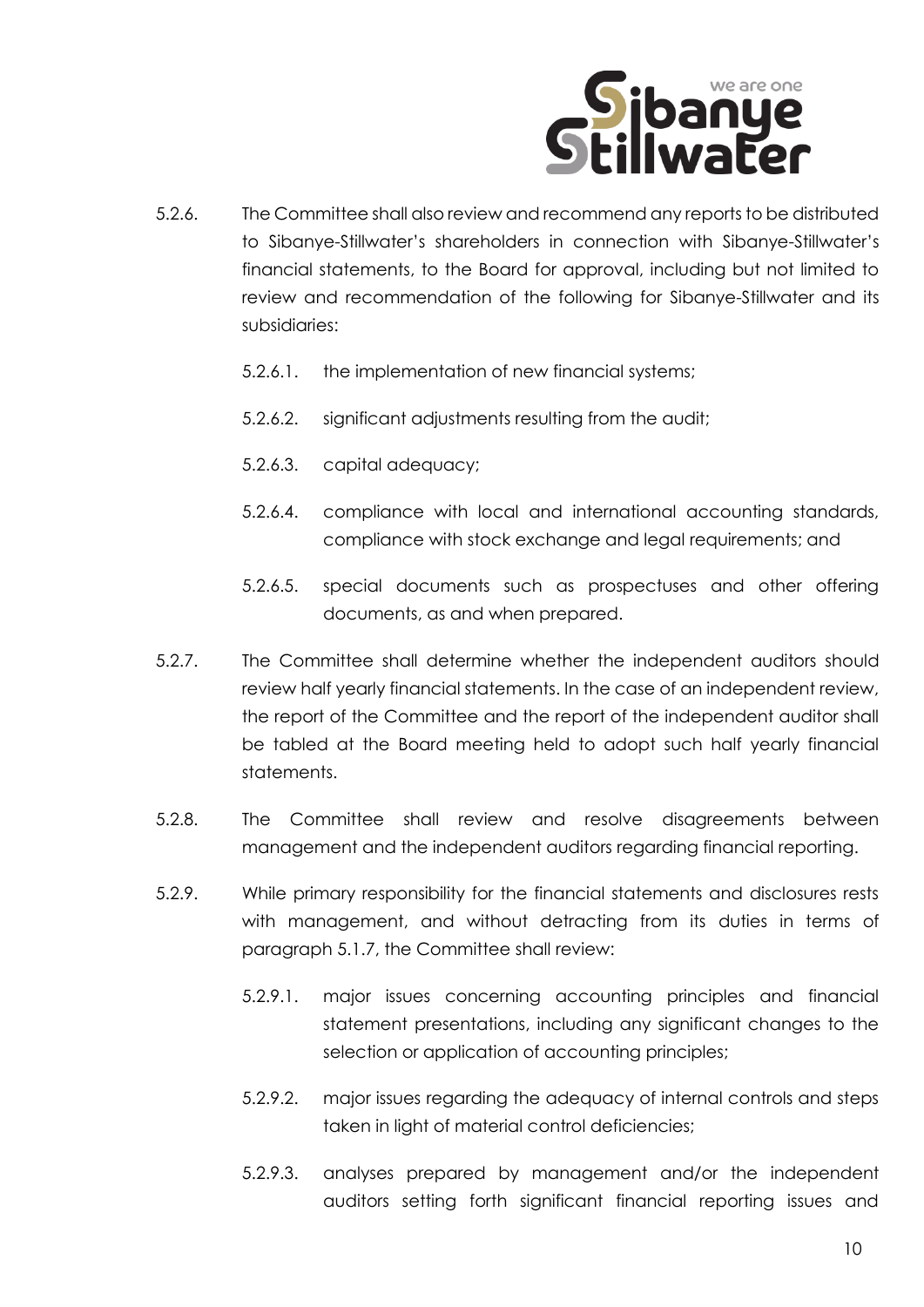5.2.6. The Committee shall also review and recommend any reports to be distributed to Sibanye-Stillwater's shareholders in connection with Sibanye-Stillwater's financial statements, to the Board for approval, including but not limited to review and recommendation of the following for Sibanye-Stillwater and its subsidiaries:

5.2.6.1. the implementation of new financial systems;

5.2.6.2. significant adjustments resulting from the audit;

5.2.6.3. capital adequacy;

5.2.6.4. compliance with local and international accounting standards, compliance with stock exchange and legal requirements; and

5.2.6.5. special documents such as prospectuses and other offering documents, as and when prepared.

5.2.7. The Committee shall determine whether the independent auditors should review half yearly financial statements. In the case of an independent review, the report of the Committee and the report of the independent auditor shall be tabled at the Board meeting held to adopt such half yearly financial statements.

5.2.8. The Committee shall review and resolve disagreements between management and the independent auditors regarding financial reporting.

5.2.9. While primary responsibility for the financial statements and disclosures rests with management, and without detracting from its duties in terms of paragraph 5.1.7, the Committee shall review:

5.2.9.1. major issues concerning accounting principles and financial statement presentations, including any significant changes to the selection or application of accounting principles;

5.2.9.2. major issues regarding the adequacy of internal controls and steps taken in light of material control deficiencies;

5.2.9.3. analyses prepared by management and/or the independent auditors setting forth significant financial reporting issues and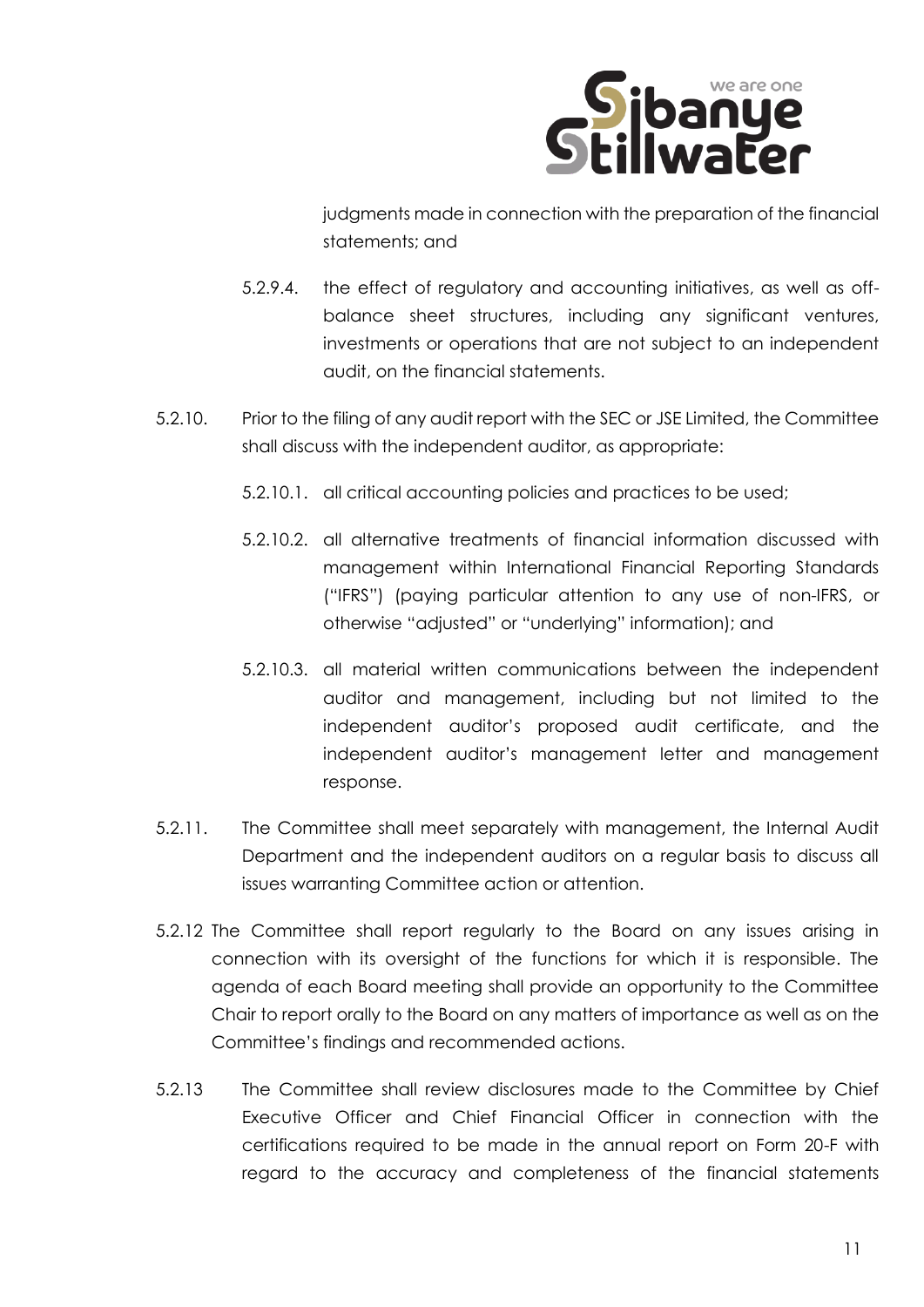judgments made in connection with the preparation of the financial statements; and

5.2.9.4. the effect of regulatory and accounting initiatives, as well as off-balance sheet structures, including any significant ventures, investments or operations that are not subject to an independent audit, on the financial statements.

5.2.10. Prior to the filing of any audit report with the SEC or JSE Limited, the Committee shall discuss with the independent auditor, as appropriate:

5.2.10.1. all critical accounting policies and practices to be used;

5.2.10.2. all alternative treatments of financial information discussed with management within International Financial Reporting Standards ("IFRS") (paying particular attention to any use of non-IFRS, or otherwise "adjusted" or "underlying" information); and

5.2.10.3. all material written communications between the independent auditor and management, including but not limited to the independent auditor's proposed audit certificate, and the independent auditor's management letter and management response.

5.2.11. The Committee shall meet separately with management, the Internal Audit Department and the independent auditors on a regular basis to discuss all issues warranting Committee action or attention.

5.2.12 The Committee shall report regularly to the Board on any issues arising in connection with its oversight of the functions for which it is responsible. The agenda of each Board meeting shall provide an opportunity to the Committee Chair to report orally to the Board on any matters of importance as well as on the Committee's findings and recommended actions.

5.2.13 The Committee shall review disclosures made to the Committee by Chief Executive Officer and Chief Financial Officer in connection with the certifications required to be made in the annual report on Form 20-F with regard to the accuracy and completeness of the financial statements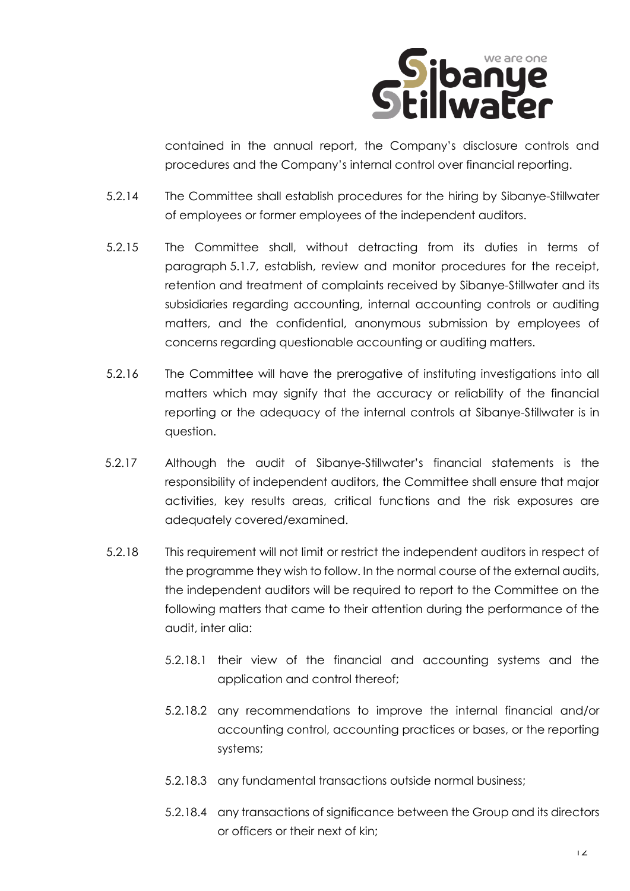contained in the annual report, the Company's disclosure controls and procedures and the Company's internal control over financial reporting.

5.2.14 The Committee shall establish procedures for the hiring by Sibanye-Stillwater of employees or former employees of the independent auditors.

5.2.15 The Committee shall, without detracting from its duties in terms of paragraph 5.1.7, establish, review and monitor procedures for the receipt, retention and treatment of complaints received by Sibanye-Stillwater and its subsidiaries regarding accounting, internal accounting controls or auditing matters, and the confidential, anonymous submission by employees of concerns regarding questionable accounting or auditing matters.

5.2.16 The Committee will have the prerogative of instituting investigations into all matters which may signify that the accuracy or reliability of the financial reporting or the adequacy of the internal controls at Sibanye-Stillwater is in question.

5.2.17 Although the audit of Sibanye-Stillwater's financial statements is the responsibility of independent auditors, the Committee shall ensure that major activities, key results areas, critical functions and the risk exposures are adequately covered/examined.

5.2.18 This requirement will not limit or restrict the independent auditors in respect of the programme they wish to follow. In the normal course of the external audits, the independent auditors will be required to report to the Committee on the following matters that came to their attention during the performance of the audit, inter alia:

5.2.18.1 their view of the financial and accounting systems and the application and control thereof;

5.2.18.2 any recommendations to improve the internal financial and/or accounting control, accounting practices or bases, or the reporting systems;

5.2.18.3 any fundamental transactions outside normal business;

5.2.18.4 any transactions of significance between the Group and its directors or officers or their next of kin;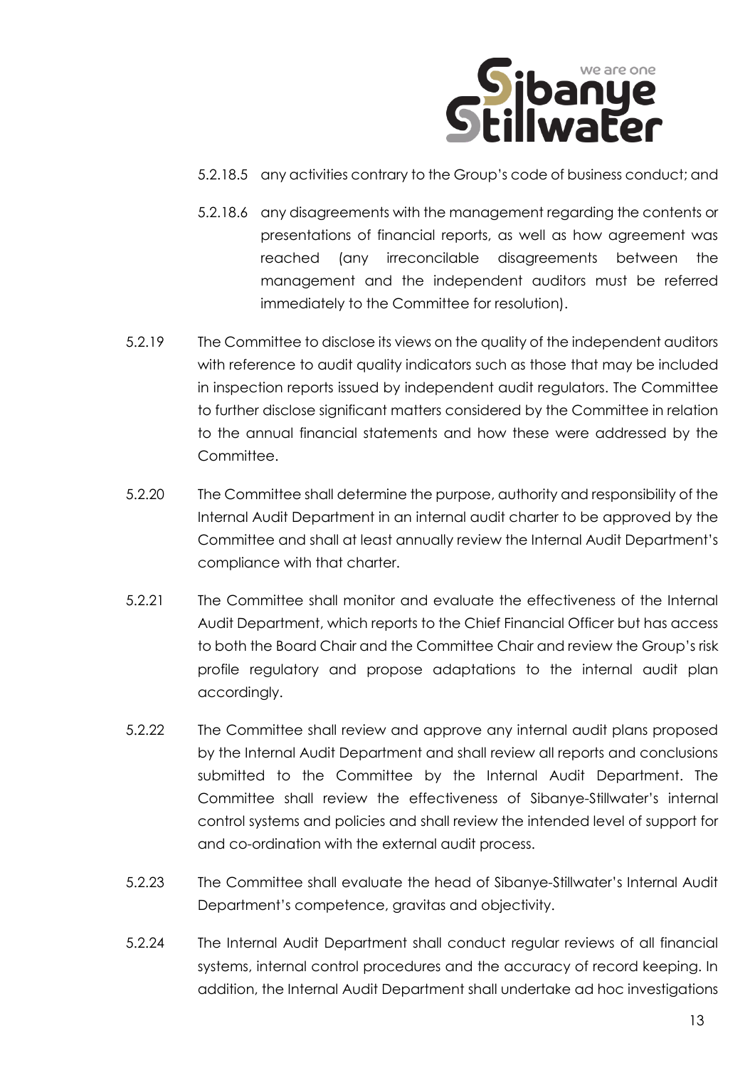5.2.18.5 any activities contrary to the Group's code of business conduct; and

5.2.18.6 any disagreements with the management regarding the contents or presentations of financial reports, as well as how agreement was reached (any irreconcilable disagreements between the management and the independent auditors must be referred immediately to the Committee for resolution).

5.2.19 The Committee to disclose its views on the quality of the independent auditors with reference to audit quality indicators such as those that may be included in inspection reports issued by independent audit regulators. The Committee to further disclose significant matters considered by the Committee in relation to the annual financial statements and how these were addressed by the Committee.

5.2.20 The Committee shall determine the purpose, authority and responsibility of the Internal Audit Department in an internal audit charter to be approved by the Committee and shall at least annually review the Internal Audit Department's compliance with that charter.

5.2.21 The Committee shall monitor and evaluate the effectiveness of the Internal Audit Department, which reports to the Chief Financial Officer but has access to both the Board Chair and the Committee Chair and review the Group's risk profile regulatory and propose adaptations to the internal audit plan accordingly.

5.2.22 The Committee shall review and approve any internal audit plans proposed by the Internal Audit Department and shall review all reports and conclusions submitted to the Committee by the Internal Audit Department. The Committee shall review the effectiveness of Sibanye-Stillwater's internal control systems and policies and shall review the intended level of support for and co-ordination with the external audit process.

5.2.23 The Committee shall evaluate the head of Sibanye-Stillwater's Internal Audit Department's competence, gravitas and objectivity.

5.2.24 The Internal Audit Department shall conduct regular reviews of all financial systems, internal control procedures and the accuracy of record keeping. In addition, the Internal Audit Department shall undertake ad hoc investigations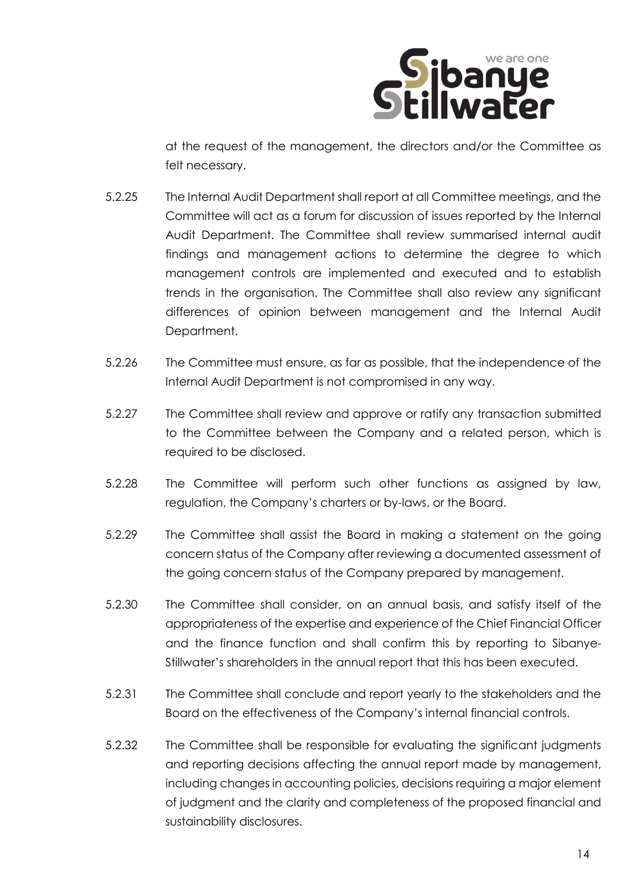at the request of the management, the directors and/or the Committee as felt necessary.

5.2.25 The Internal Audit Department shall report at all Committee meetings, and the Committee will act as a forum for discussion of issues reported by the Internal Audit Department. The Committee shall review summarised internal audit findings and management actions to determine the degree to which management controls are implemented and executed and to establish trends in the organisation. The Committee shall also review any significant differences of opinion between management and the Internal Audit Department.

5.2.26 The Committee must ensure, as far as possible, that the independence of the Internal Audit Department is not compromised in any way.

5.2.27 The Committee shall review and approve or ratify any transaction submitted to the Committee between the Company and a related person, which is required to be disclosed.

5.2.28 The Committee will perform such other functions as assigned by law, regulation, the Company's charters or by-laws, or the Board.

5.2.29 The Committee shall assist the Board in making a statement on the going concern status of the Company after reviewing a documented assessment of the going concern status of the Company prepared by management.

5.2.30 The Committee shall consider, on an annual basis, and satisfy itself of the appropriateness of the expertise and experience of the Chief Financial Officer and the finance function and shall confirm this by reporting to Sibanye-Stillwater's shareholders in the annual report that this has been executed.

5.2.31 The Committee shall conclude and report yearly to the stakeholders and the Board on the effectiveness of the Company's internal financial controls.

5.2.32 The Committee shall be responsible for evaluating the significant judgments and reporting decisions affecting the annual report made by management, including changes in accounting policies, decisions requiring a major element of judgment and the clarity and completeness of the proposed financial and sustainability disclosures.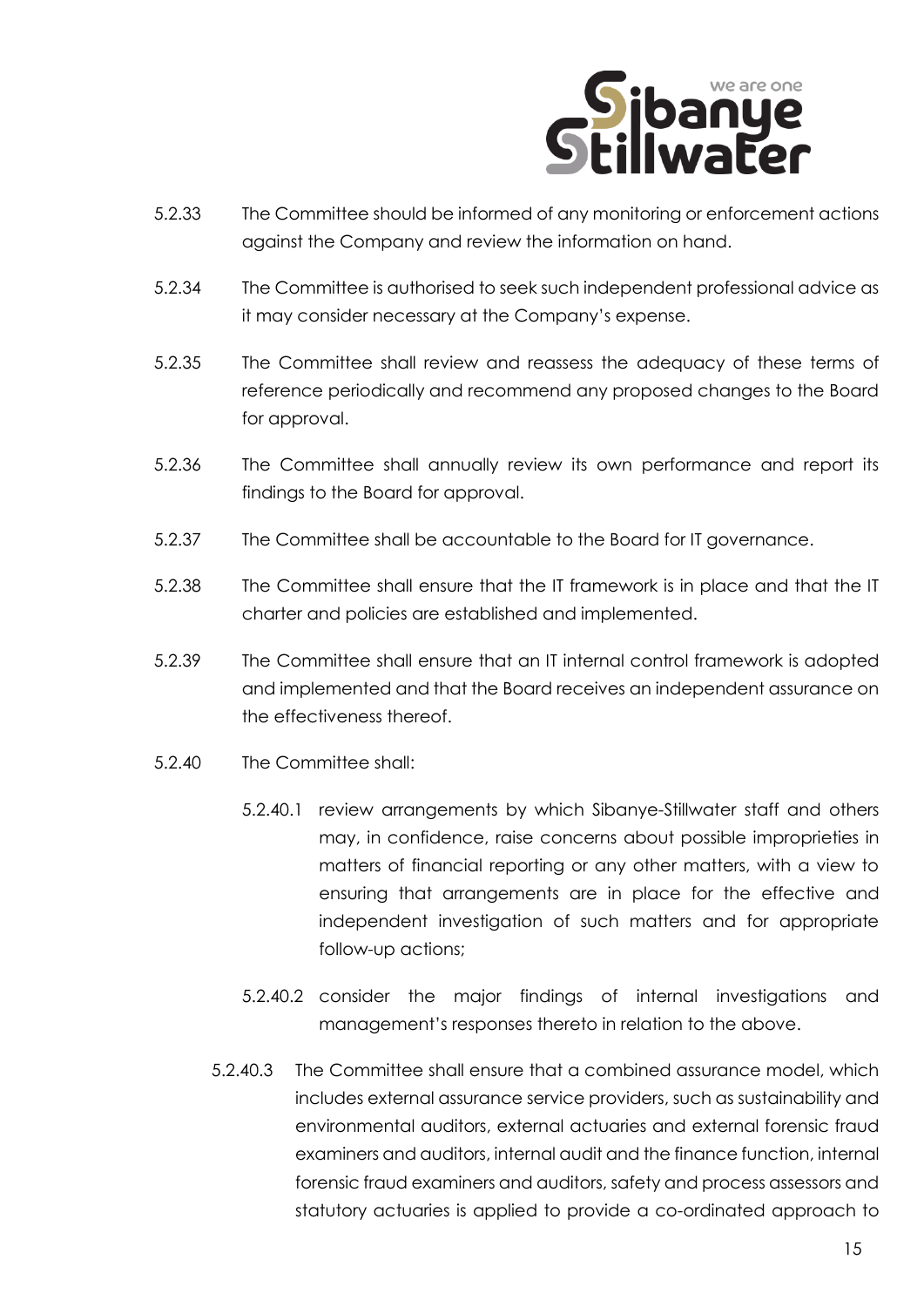5.2.33 The Committee should be informed of any monitoring or enforcement actions against the Company and review the information on hand.

5.2.34 The Committee is authorised to seek such independent professional advice as it may consider necessary at the Company's expense.

5.2.35 The Committee shall review and reassess the adequacy of these terms of reference periodically and recommend any proposed changes to the Board for approval.

5.2.36 The Committee shall annually review its own performance and report its findings to the Board for approval.

5.2.37 The Committee shall be accountable to the Board for IT governance.

5.2.38 The Committee shall ensure that the IT framework is in place and that the IT charter and policies are established and implemented.

5.2.39 The Committee shall ensure that an IT internal control framework is adopted and implemented and that the Board receives an independent assurance on the effectiveness thereof.

5.2.40 The Committee shall:

5.2.40.1 review arrangements by which Sibanye-Stillwater staff and others may, in confidence, raise concerns about possible improprieties in matters of financial reporting or any other matters, with a view to ensuring that arrangements are in place for the effective and independent investigation of such matters and for appropriate follow-up actions;

5.2.40.2 consider the major findings of internal investigations and management's responses thereto in relation to the above.

5.2.40.3 The Committee shall ensure that a combined assurance model, which includes external assurance service providers, such as sustainability and environmental auditors, external actuaries and external forensic fraud examiners and auditors, internal audit and the finance function, internal forensic fraud examiners and auditors, safety and process assessors and statutory actuaries is applied to provide a co-ordinated approach to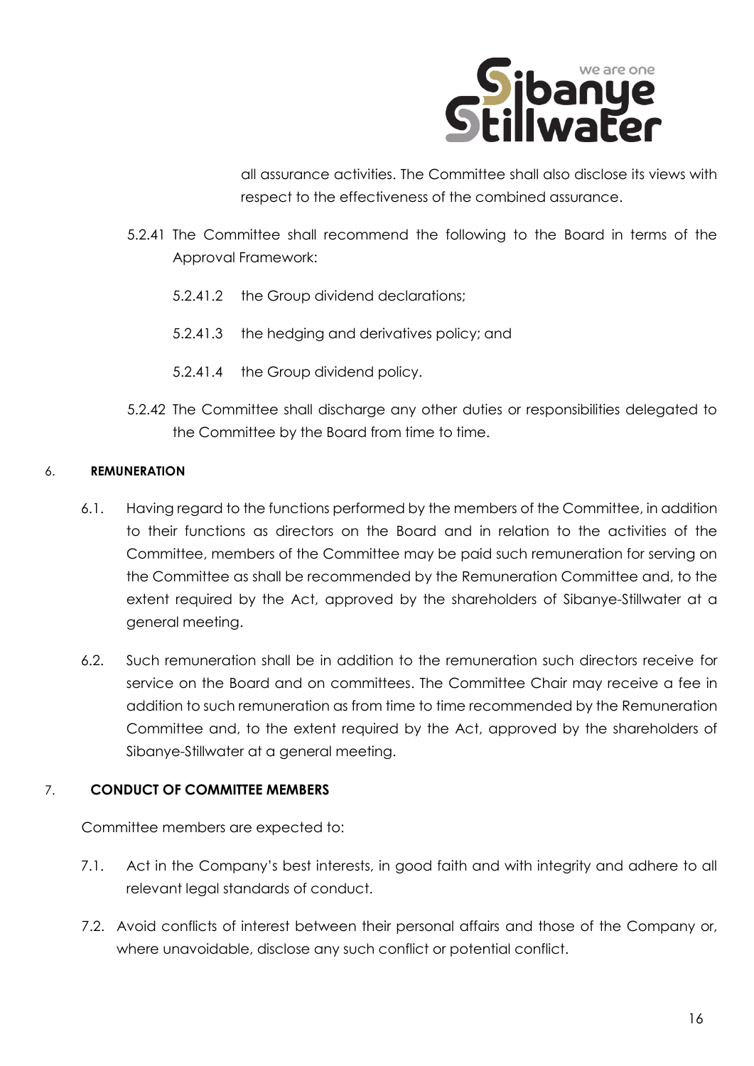all assurance activities. The Committee shall also disclose its views with respect to the effectiveness of the combined assurance.

5.2.41 The Committee shall recommend the following to the Board in terms of the Approval Framework:

5.2.41.2 the Group dividend declarations;

5.2.41.3 the hedging and derivatives policy; and

5.2.41.4 the Group dividend policy.

5.2.42 The Committee shall discharge any other duties or responsibilities delegated to the Committee by the Board from time to time.

## 6. REMUNERATION

6.1. Having regard to the functions performed by the members of the Committee, in addition to their functions as directors on the Board and in relation to the activities of the Committee, members of the Committee may be paid such remuneration for serving on the Committee as shall be recommended by the Remuneration Committee and, to the extent required by the Act, approved by the shareholders of Sibanye-Stillwater at a general meeting.

6.2. Such remuneration shall be in addition to the remuneration such directors receive for service on the Board and on committees. The Committee Chair may receive a fee in addition to such remuneration as from time to time recommended by the Remuneration Committee and, to the extent required by the Act, approved by the shareholders of Sibanye-Stillwater at a general meeting.

## 7. CONDUCT OF COMMITTEE MEMBERS

Committee members are expected to:

7.1. Act in the Company's best interests, in good faith and with integrity and adhere to all relevant legal standards of conduct.

7.2. Avoid conflicts of interest between their personal affairs and those of the Company or, where unavoidable, disclose any such conflict or potential conflict.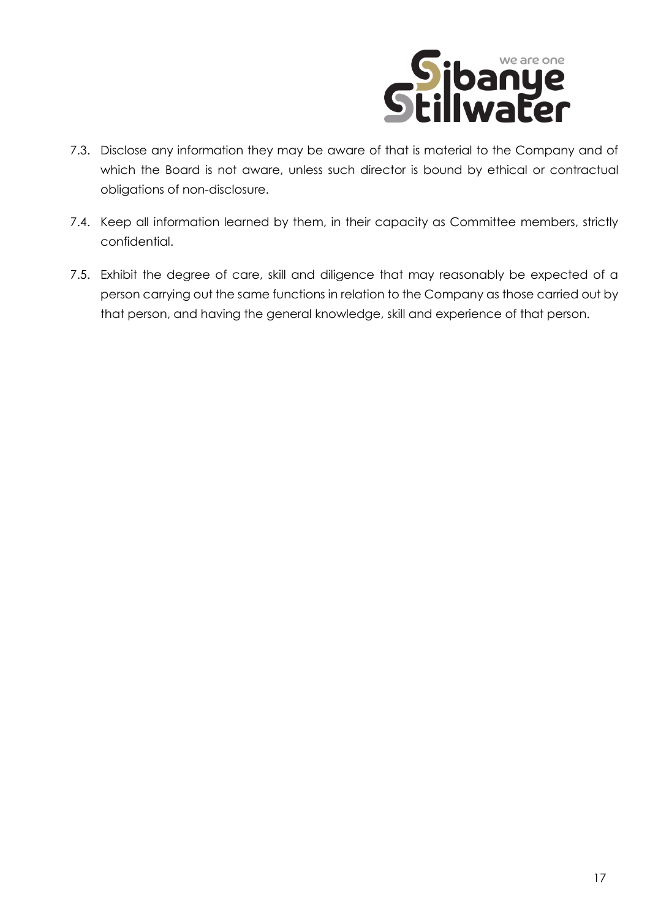7.3. Disclose any information they may be aware of that is material to the Company and of which the Board is not aware, unless such director is bound by ethical or contractual obligations of non-disclosure.

7.4. Keep all information learned by them, in their capacity as Committee members, strictly confidential.

7.5. Exhibit the degree of care, skill and diligence that may reasonably be expected of a person carrying out the same functions in relation to the Company as those carried out by that person, and having the general knowledge, skill and experience of that person.